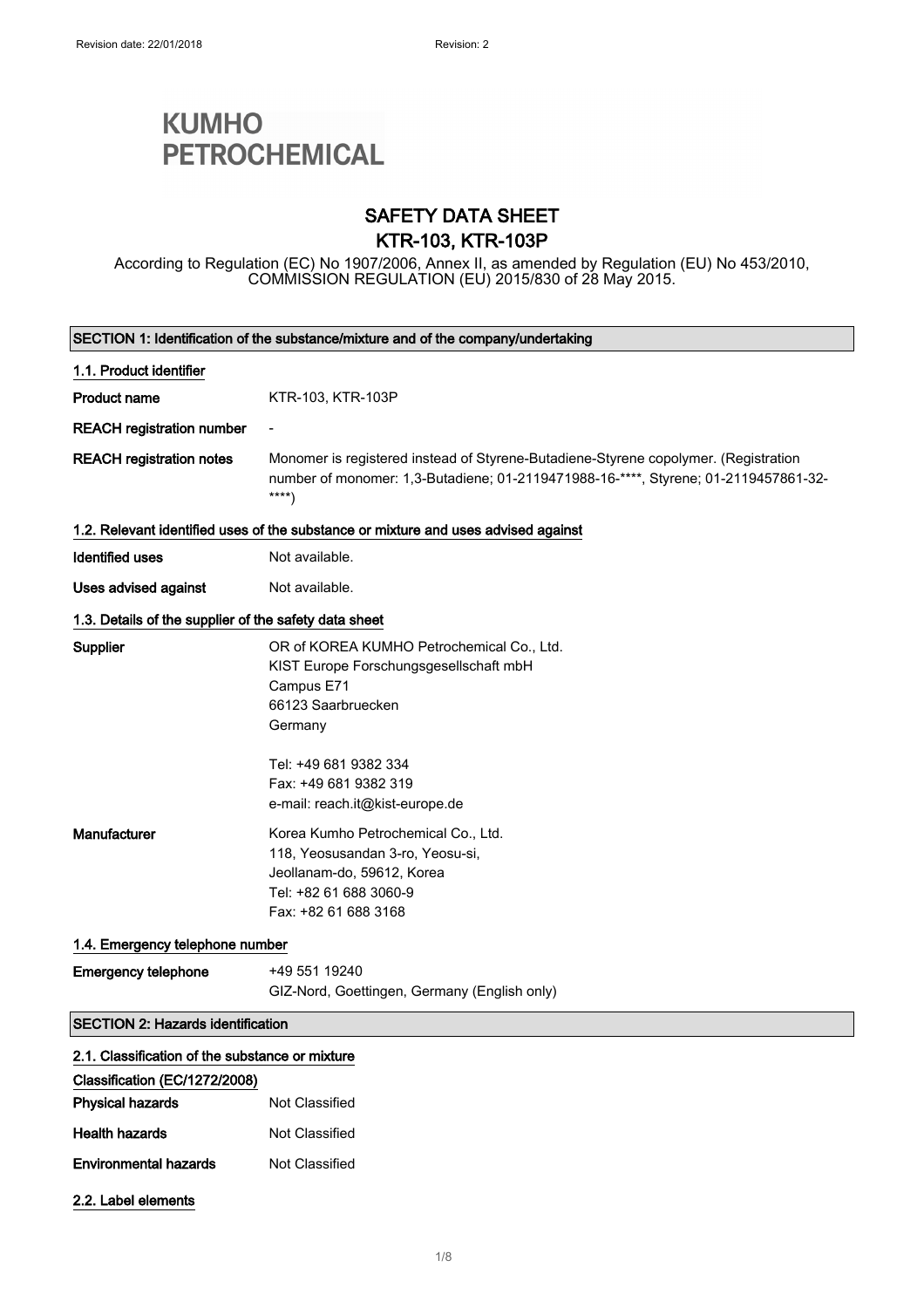Revision date: 22/01/2018 Revision: 2

**KUMHO PETROCHEMICAL**

# SAFETY DATA SHEET
# KTR-103, KTR-103P

According to Regulation (EC) No 1907/2006, Annex II, as amended by Regulation (EU) No 453/2010, COMMISSION REGULATION (EU) 2015/830 of 28 May 2015.

## SECTION 1: Identification of the substance/mixture and of the company/undertaking

### 1.1. Product identifier

| | |
|---|---|
| **Product name** | KTR-103, KTR-103P |
| **REACH registration number** | - |
| **REACH registration notes** | Monomer is registered instead of Styrene-Butadiene-Styrene copolymer. (Registration number of monomer: 1,3-Butadiene; 01-2119471988-16-****, Styrene; 01-2119457861-32-****) |

### 1.2. Relevant identified uses of the substance or mixture and uses advised against

| | |
|---|---|
| **Identified uses** | Not available. |
| **Uses advised against** | Not available. |

### 1.3. Details of the supplier of the safety data sheet

**Supplier**

OR of KOREA KUMHO Petrochemical Co., Ltd.
KIST Europe Forschungsgesellschaft mbH
Campus E71
66123 Saarbruecken
Germany

Tel: +49 681 9382 334
Fax: +49 681 9382 319
e-mail: reach.it@kist-europe.de

**Manufacturer**

Korea Kumho Petrochemical Co., Ltd.
118, Yeosusandan 3-ro, Yeosu-si,
Jeollanam-do, 59612, Korea
Tel: +82 61 688 3060-9
Fax: +82 61 688 3168

### 1.4. Emergency telephone number

**Emergency telephone**

+49 551 19240
GIZ-Nord, Goettingen, Germany (English only)

## SECTION 2: Hazards identification

### 2.1. Classification of the substance or mixture

**Classification (EC/1272/2008)**

| | |
|---|---|
| **Physical hazards** | Not Classified |
| **Health hazards** | Not Classified |
| **Environmental hazards** | Not Classified |

### 2.2. Label elements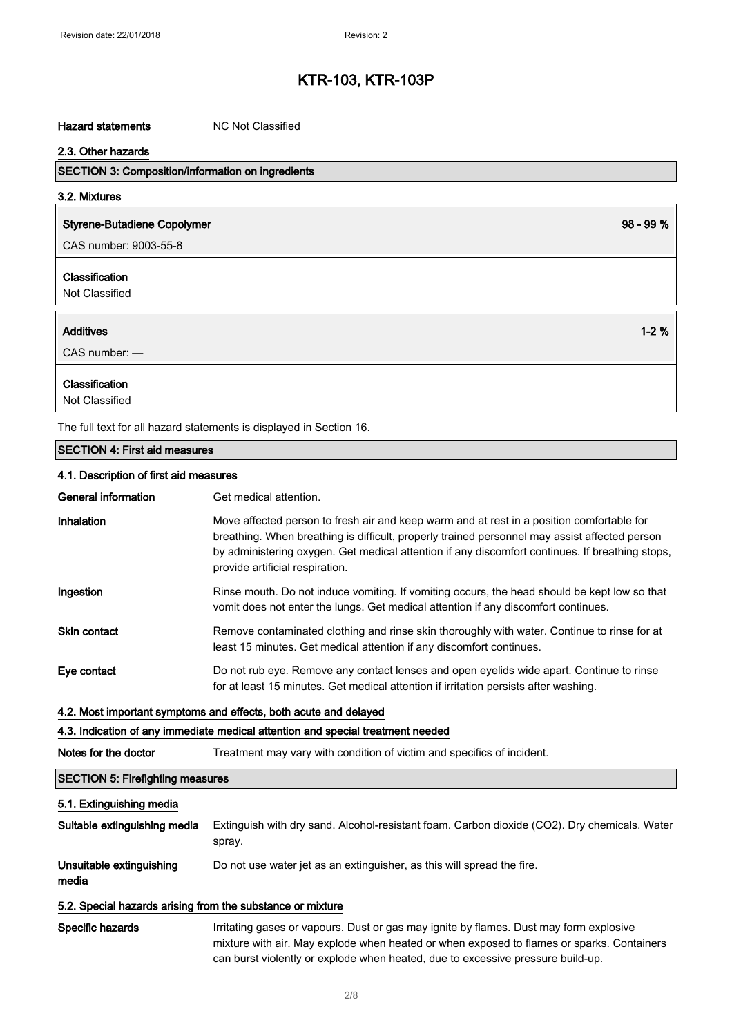| | |
|---|---|
| **Hazard statements** | NC Not Classified |

### 2.3. Other hazards

## SECTION 3: Composition/information on ingredients

### 3.2. Mixtures

| **Styrene-Butadiene Copolymer** | **98 - 99 %** |
|---|---|
| CAS number: 9003-55-8 | |

**Classification**
Not Classified

| **Additives** | **1-2 %** |
|---|---|
| CAS number: — | |

**Classification**
Not Classified

The full text for all hazard statements is displayed in Section 16.

## SECTION 4: First aid measures

### 4.1. Description of first aid measures

| | |
|---|---|
| **General information** | Get medical attention. |
| **Inhalation** | Move affected person to fresh air and keep warm and at rest in a position comfortable for breathing. When breathing is difficult, properly trained personnel may assist affected person by administering oxygen. Get medical attention if any discomfort continues. If breathing stops, provide artificial respiration. |
| **Ingestion** | Rinse mouth. Do not induce vomiting. If vomiting occurs, the head should be kept low so that vomit does not enter the lungs. Get medical attention if any discomfort continues. |
| **Skin contact** | Remove contaminated clothing and rinse skin thoroughly with water. Continue to rinse for at least 15 minutes. Get medical attention if any discomfort continues. |
| **Eye contact** | Do not rub eye. Remove any contact lenses and open eyelids wide apart. Continue to rinse for at least 15 minutes. Get medical attention if irritation persists after washing. |

### 4.2. Most important symptoms and effects, both acute and delayed

### 4.3. Indication of any immediate medical attention and special treatment needed

| | |
|---|---|
| **Notes for the doctor** | Treatment may vary with condition of victim and specifics of incident. |

## SECTION 5: Firefighting measures

### 5.1. Extinguishing media

| | |
|---|---|
| **Suitable extinguishing media** | Extinguish with dry sand. Alcohol-resistant foam. Carbon dioxide ($CO_2$). Dry chemicals. Water spray. |
| **Unsuitable extinguishing media** | Do not use water jet as an extinguisher, as this will spread the fire. |

### 5.2. Special hazards arising from the substance or mixture

| | |
|---|---|
| **Specific hazards** | Irritating gases or vapours. Dust or gas may ignite by flames. Dust may form explosive mixture with air. May explode when heated or when exposed to flames or sparks. Containers can burst violently or explode when heated, due to excessive pressure build-up. |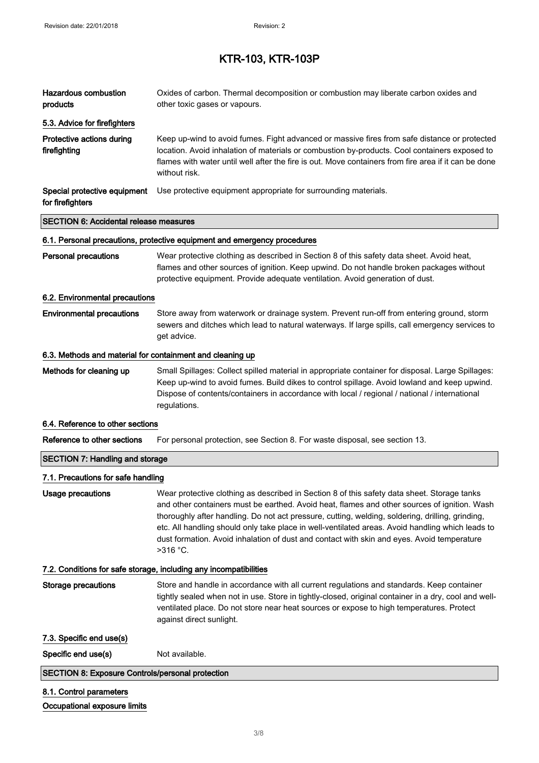# KTR-103, KTR-103P

**Hazardous combustion products**
Oxides of carbon. Thermal decomposition or combustion may liberate carbon oxides and other toxic gases or vapours.

### 5.3. Advice for firefighters

**Protective actions during firefighting**
Keep up-wind to avoid fumes. Fight advanced or massive fires from safe distance or protected location. Avoid inhalation of materials or combustion by-products. Cool containers exposed to flames with water until well after the fire is out. Move containers from fire area if it can be done without risk.

**Special protective equipment for firefighters**
Use protective equipment appropriate for surrounding materials.

## SECTION 6: Accidental release measures

### 6.1. Personal precautions, protective equipment and emergency procedures

**Personal precautions**
Wear protective clothing as described in Section 8 of this safety data sheet. Avoid heat, flames and other sources of ignition. Keep upwind. Do not handle broken packages without protective equipment. Provide adequate ventilation. Avoid generation of dust.

### 6.2. Environmental precautions

**Environmental precautions**
Store away from waterwork or drainage system. Prevent run-off from entering ground, storm sewers and ditches which lead to natural waterways. If large spills, call emergency services to get advice.

### 6.3. Methods and material for containment and cleaning up

**Methods for cleaning up**
Small Spillages: Collect spilled material in appropriate container for disposal. Large Spillages: Keep up-wind to avoid fumes. Build dikes to control spillage. Avoid lowland and keep upwind. Dispose of contents/containers in accordance with local / regional / national / international regulations.

### 6.4. Reference to other sections

**Reference to other sections**
For personal protection, see Section 8. For waste disposal, see section 13.

## SECTION 7: Handling and storage

### 7.1. Precautions for safe handling

**Usage precautions**
Wear protective clothing as described in Section 8 of this safety data sheet. Storage tanks and other containers must be earthed. Avoid heat, flames and other sources of ignition. Wash thoroughly after handling. Do not act pressure, cutting, welding, soldering, drilling, grinding, etc. All handling should only take place in well-ventilated areas. Avoid handling which leads to dust formation. Avoid inhalation of dust and contact with skin and eyes. Avoid temperature >316 °C.

### 7.2. Conditions for safe storage, including any incompatibilities

**Storage precautions**
Store and handle in accordance with all current regulations and standards. Keep container tightly sealed when not in use. Store in tightly-closed, original container in a dry, cool and well-ventilated place. Do not store near heat sources or expose to high temperatures. Protect against direct sunlight.

### 7.3. Specific end use(s)

**Specific end use(s)**
Not available.

## SECTION 8: Exposure Controls/personal protection

### 8.1. Control parameters

**Occupational exposure limits**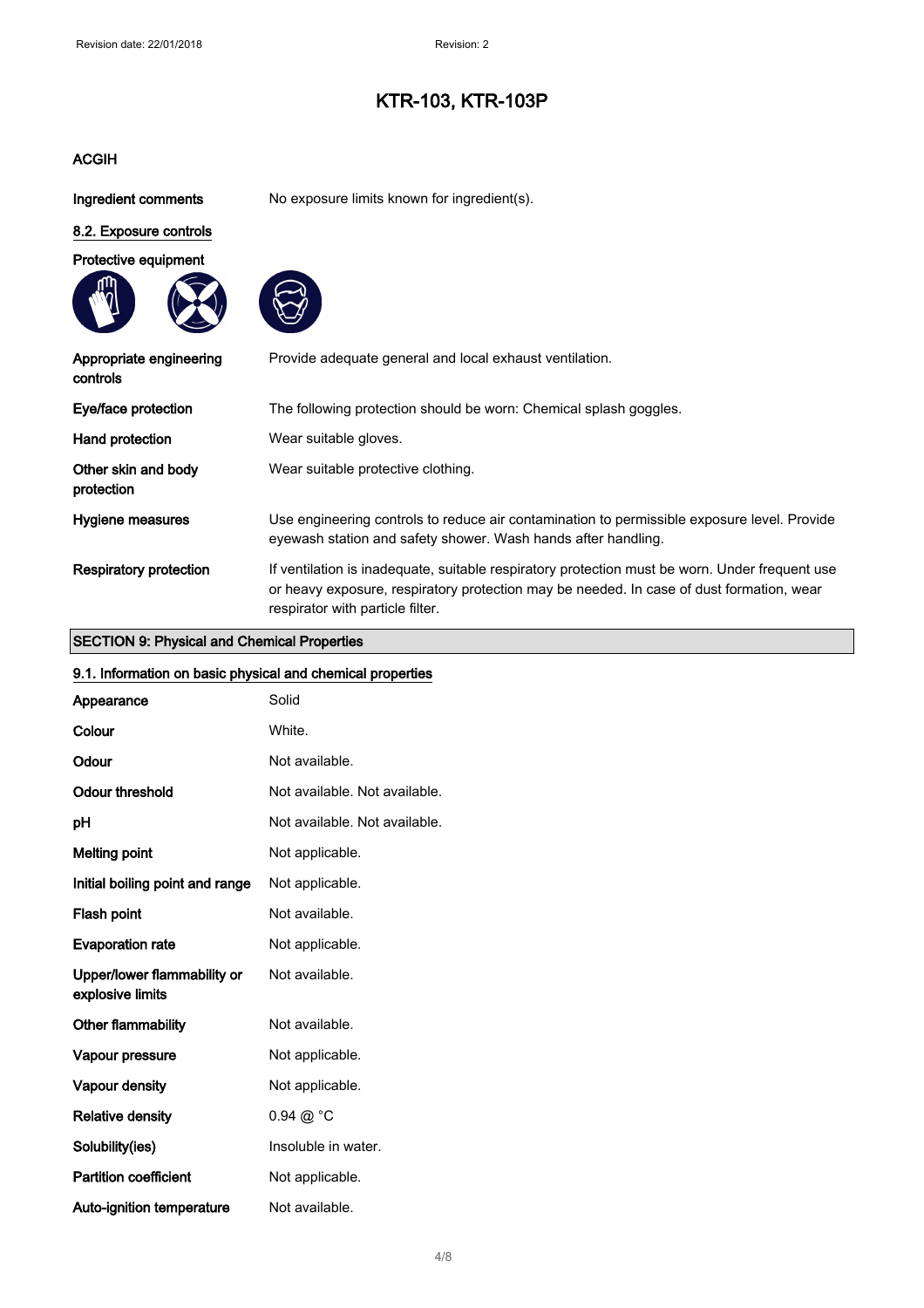# KTR-103, KTR-103P

**ACGIH**

| | |
|---|---|
| **Ingredient comments** | No exposure limits known for ingredient(s). |

### 8.2. Exposure controls

**Protective equipment**

| | |
|---|---|
| **Appropriate engineering controls** | Provide adequate general and local exhaust ventilation. |
| **Eye/face protection** | The following protection should be worn: Chemical splash goggles. |
| **Hand protection** | Wear suitable gloves. |
| **Other skin and body protection** | Wear suitable protective clothing. |
| **Hygiene measures** | Use engineering controls to reduce air contamination to permissible exposure level. Provide eyewash station and safety shower. Wash hands after handling. |
| **Respiratory protection** | If ventilation is inadequate, suitable respiratory protection must be worn. Under frequent use or heavy exposure, respiratory protection may be needed. In case of dust formation, wear respirator with particle filter. |

## SECTION 9: Physical and Chemical Properties

### 9.1. Information on basic physical and chemical properties

| | |
|---|---|
| **Appearance** | Solid |
| **Colour** | White. |
| **Odour** | Not available. |
| **Odour threshold** | Not available. Not available. |
| **pH** | Not available. Not available. |
| **Melting point** | Not applicable. |
| **Initial boiling point and range** | Not applicable. |
| **Flash point** | Not available. |
| **Evaporation rate** | Not applicable. |
| **Upper/lower flammability or explosive limits** | Not available. |
| **Other flammability** | Not available. |
| **Vapour pressure** | Not applicable. |
| **Vapour density** | Not applicable. |
| **Relative density** | 0.94 @ °C |
| **Solubility(ies)** | Insoluble in water. |
| **Partition coefficient** | Not applicable. |
| **Auto-ignition temperature** | Not available. |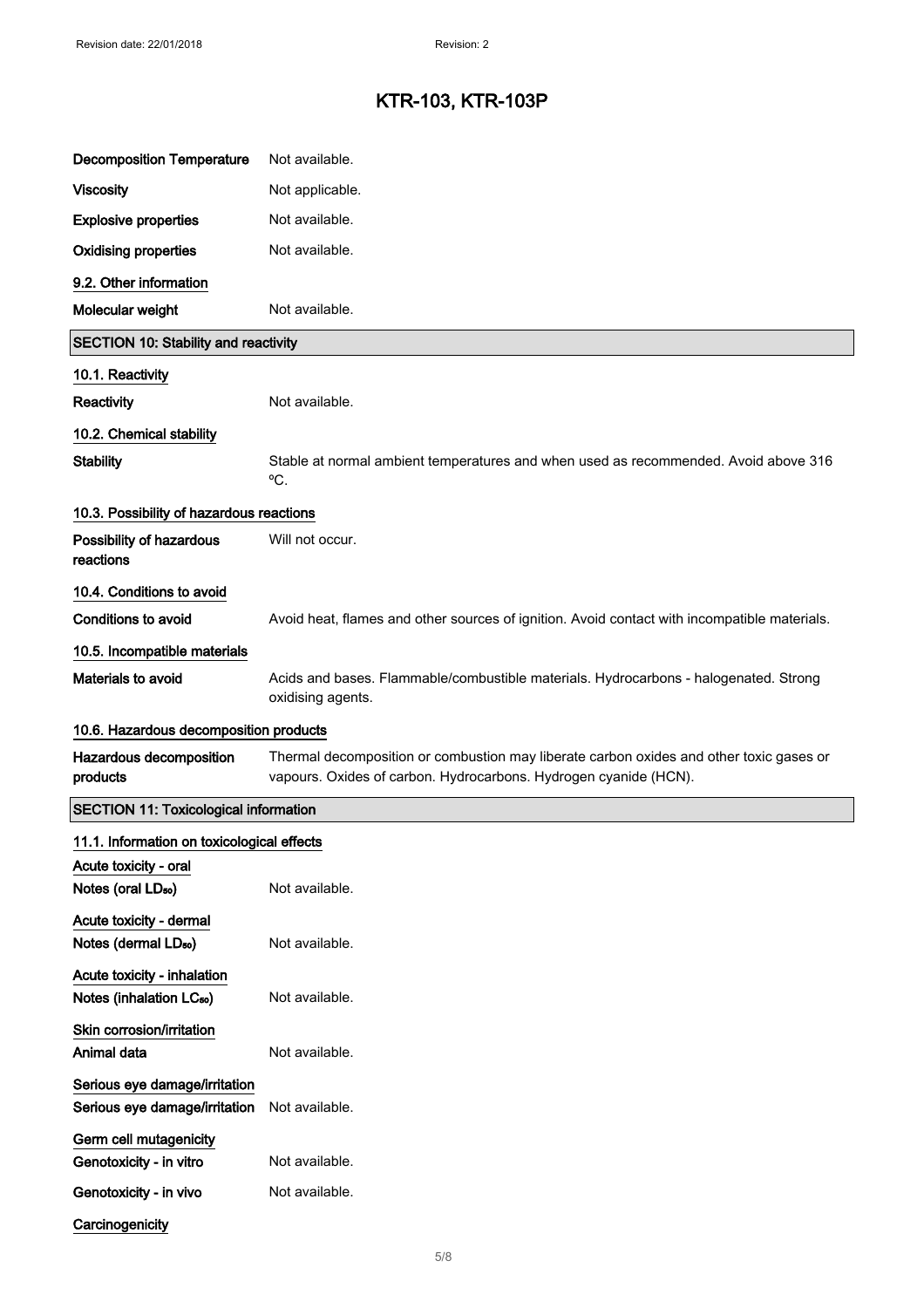| | |
|---|---|
| **Decomposition Temperature** | Not available. |
| **Viscosity** | Not applicable. |
| **Explosive properties** | Not available. |
| **Oxidising properties** | Not available. |

### 9.2. Other information

| | |
|---|---|
| **Molecular weight** | Not available. |

## SECTION 10: Stability and reactivity

### 10.1. Reactivity

| | |
|---|---|
| **Reactivity** | Not available. |

### 10.2. Chemical stability

| | |
|---|---|
| **Stability** | Stable at normal ambient temperatures and when used as recommended. Avoid above 316 ºC. |

### 10.3. Possibility of hazardous reactions

| | |
|---|---|
| **Possibility of hazardous reactions** | Will not occur. |

### 10.4. Conditions to avoid

| | |
|---|---|
| **Conditions to avoid** | Avoid heat, flames and other sources of ignition. Avoid contact with incompatible materials. |

### 10.5. Incompatible materials

| | |
|---|---|
| **Materials to avoid** | Acids and bases. Flammable/combustible materials. Hydrocarbons - halogenated. Strong oxidising agents. |

### 10.6. Hazardous decomposition products

| | |
|---|---|
| **Hazardous decomposition products** | Thermal decomposition or combustion may liberate carbon oxides and other toxic gases or vapours. Oxides of carbon. Hydrocarbons. Hydrogen cyanide (HCN). |

## SECTION 11: Toxicological information

### 11.1. Information on toxicological effects

**Acute toxicity - oral**

| | |
|---|---|
| **Notes (oral $LD_{50}$)** | Not available. |

**Acute toxicity - dermal**

| | |
|---|---|
| **Notes (dermal $LD_{50}$)** | Not available. |

**Acute toxicity - inhalation**

| | |
|---|---|
| **Notes (inhalation $LC_{50}$)** | Not available. |

**Skin corrosion/irritation**

| | |
|---|---|
| **Animal data** | Not available. |

**Serious eye damage/irritation**

| | |
|---|---|
| **Serious eye damage/irritation** | Not available. |

**Germ cell mutagenicity**

| | |
|---|---|
| **Genotoxicity - in vitro** | Not available. |
| **Genotoxicity - in vivo** | Not available. |

**Carcinogenicity**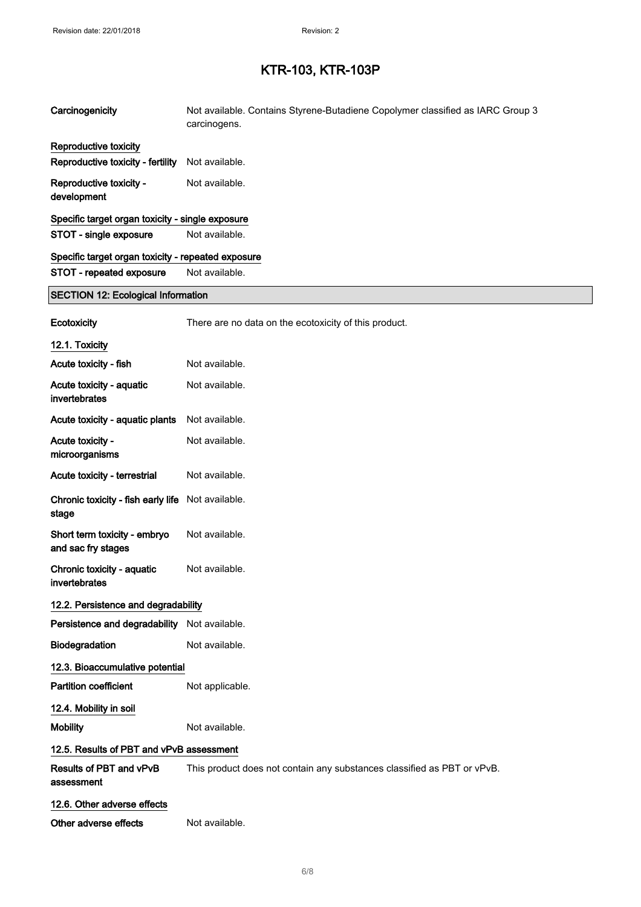| | |
|---|---|
| **Carcinogenicity** | Not available. Contains Styrene-Butadiene Copolymer classified as IARC Group 3 carcinogens. |

**Reproductive toxicity**

| | |
|---|---|
| **Reproductive toxicity - fertility** | Not available. |
| **Reproductive toxicity - development** | Not available. |

**Specific target organ toxicity - single exposure**

| | |
|---|---|
| **STOT - single exposure** | Not available. |

**Specific target organ toxicity - repeated exposure**

| | |
|---|---|
| **STOT - repeated exposure** | Not available. |

## SECTION 12: Ecological Information

| | |
|---|---|
| **Ecotoxicity** | There are no data on the ecotoxicity of this product. |

**12.1. Toxicity**

| | |
|---|---|
| **Acute toxicity - fish** | Not available. |
| **Acute toxicity - aquatic invertebrates** | Not available. |
| **Acute toxicity - aquatic plants** | Not available. |
| **Acute toxicity - microorganisms** | Not available. |
| **Acute toxicity - terrestrial** | Not available. |
| **Chronic toxicity - fish early life stage** | Not available. |
| **Short term toxicity - embryo and sac fry stages** | Not available. |
| **Chronic toxicity - aquatic invertebrates** | Not available. |

**12.2. Persistence and degradability**

| | |
|---|---|
| **Persistence and degradability** | Not available. |
| **Biodegradation** | Not available. |

**12.3. Bioaccumulative potential**

| | |
|---|---|
| **Partition coefficient** | Not applicable. |

**12.4. Mobility in soil**

| | |
|---|---|
| **Mobility** | Not available. |

**12.5. Results of PBT and vPvB assessment**

| | |
|---|---|
| **Results of PBT and vPvB assessment** | This product does not contain any substances classified as PBT or vPvB. |

**12.6. Other adverse effects**

| | |
|---|---|
| **Other adverse effects** | Not available. |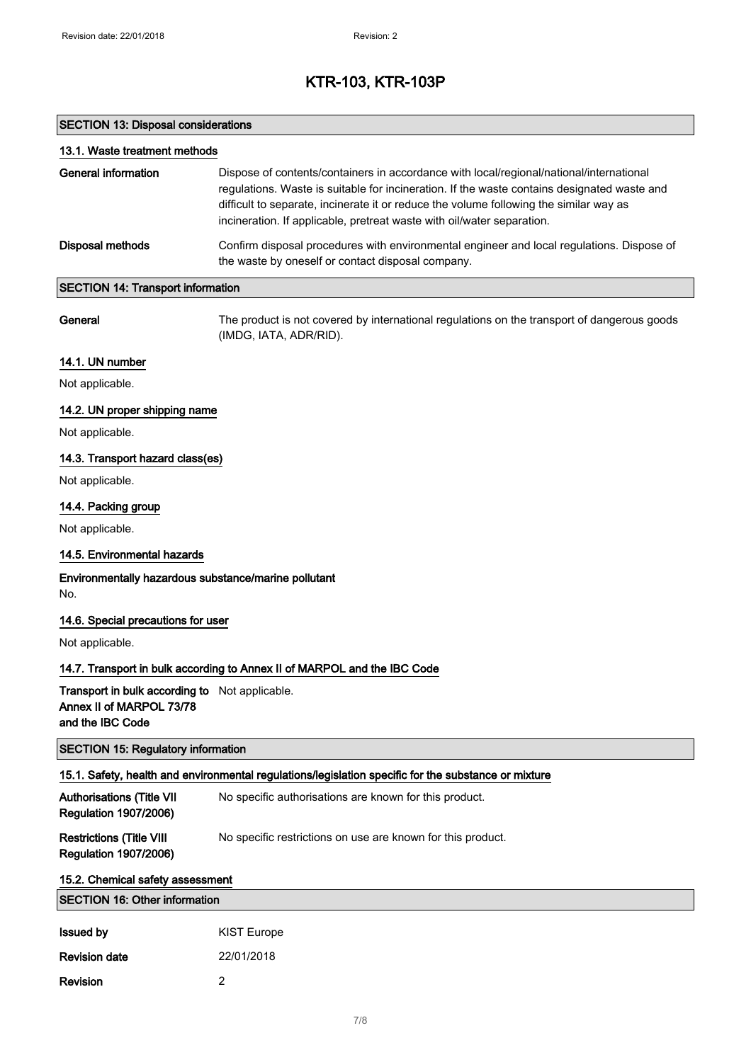## SECTION 13: Disposal considerations

### 13.1. Waste treatment methods

| | |
|---|---|
| **General information** | Dispose of contents/containers in accordance with local/regional/national/international regulations. Waste is suitable for incineration. If the waste contains designated waste and difficult to separate, incinerate it or reduce the volume following the similar way as incineration. If applicable, pretreat waste with oil/water separation. |
| **Disposal methods** | Confirm disposal procedures with environmental engineer and local regulations. Dispose of the waste by oneself or contact disposal company. |

## SECTION 14: Transport information

| | |
|---|---|
| **General** | The product is not covered by international regulations on the transport of dangerous goods (IMDG, IATA, ADR/RID). |

### 14.1. UN number

Not applicable.

### 14.2. UN proper shipping name

Not applicable.

### 14.3. Transport hazard class(es)

Not applicable.

### 14.4. Packing group

Not applicable.

### 14.5. Environmental hazards

**Environmentally hazardous substance/marine pollutant**

No.

### 14.6. Special precautions for user

Not applicable.

### 14.7. Transport in bulk according to Annex II of MARPOL and the IBC Code

| | |
|---|---|
| **Transport in bulk according to Annex II of MARPOL 73/78 and the IBC Code** | Not applicable. |

## SECTION 15: Regulatory information

### 15.1. Safety, health and environmental regulations/legislation specific for the substance or mixture

| | |
|---|---|
| **Authorisations (Title VII Regulation 1907/2006)** | No specific authorisations are known for this product. |
| **Restrictions (Title VIII Regulation 1907/2006)** | No specific restrictions on use are known for this product. |

### 15.2. Chemical safety assessment

## SECTION 16: Other information

| | |
|---|---|
| **Issued by** | KIST Europe |
| **Revision date** | 22/01/2018 |
| **Revision** | 2 |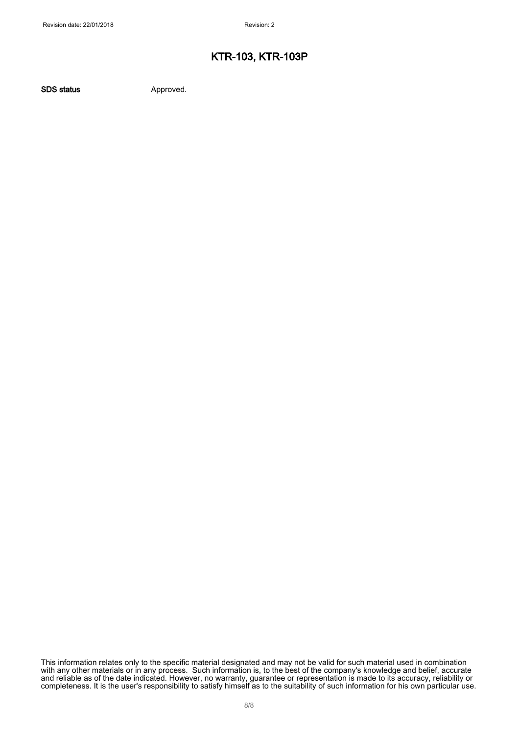**SDS status** Approved.

This information relates only to the specific material designated and may not be valid for such material used in combination with any other materials or in any process. Such information is, to the best of the company's knowledge and belief, accurate and reliable as of the date indicated. However, no warranty, guarantee or representation is made to its accuracy, reliability or completeness. It is the user's responsibility to satisfy himself as to the suitability of such information for his own particular use.